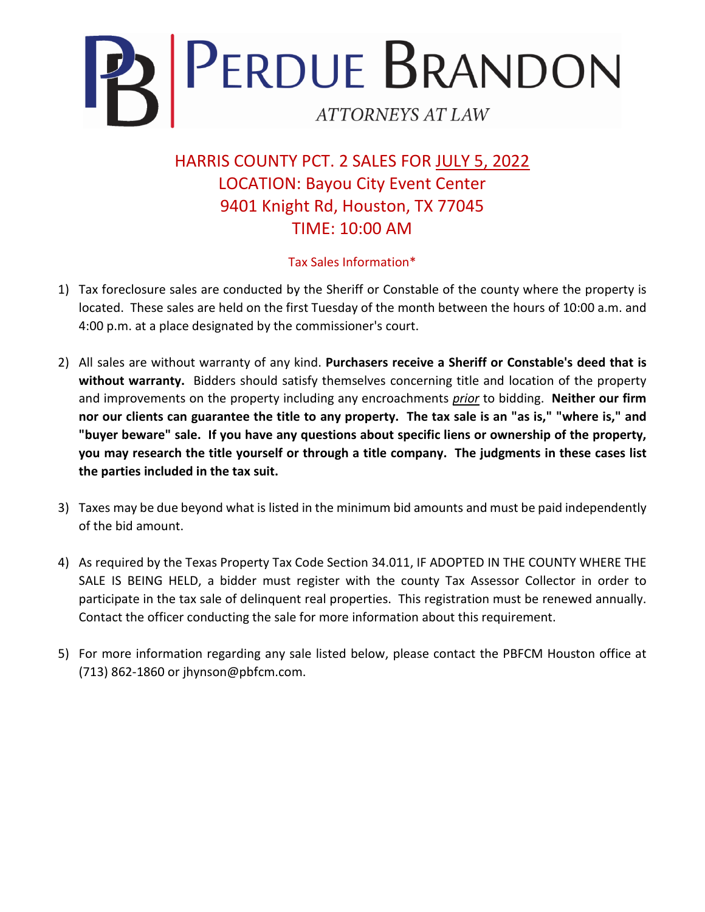# PERDUE BRANDON

ATTORNEYS AT LAW

## HARRIS COUNTY PCT. 2 SALES FOR JULY 5, 2022
## LOCATION: Bayou City Event Center
## 9401 Knight Rd, Houston, TX 77045
## TIME: 10:00 AM

### Tax Sales Information*

1) Tax foreclosure sales are conducted by the Sheriff or Constable of the county where the property is located. These sales are held on the first Tuesday of the month between the hours of 10:00 a.m. and 4:00 p.m. at a place designated by the commissioner's court.

2) All sales are without warranty of any kind. **Purchasers receive a Sheriff or Constable's deed that is without warranty.** Bidders should satisfy themselves concerning title and location of the property and improvements on the property including any encroachments *prior* to bidding. **Neither our firm nor our clients can guarantee the title to any property. The tax sale is an "as is," "where is," and "buyer beware" sale. If you have any questions about specific liens or ownership of the property, you may research the title yourself or through a title company. The judgments in these cases list the parties included in the tax suit.**

3) Taxes may be due beyond what is listed in the minimum bid amounts and must be paid independently of the bid amount.

4) As required by the Texas Property Tax Code Section 34.011, IF ADOPTED IN THE COUNTY WHERE THE SALE IS BEING HELD, a bidder must register with the county Tax Assessor Collector in order to participate in the tax sale of delinquent real properties. This registration must be renewed annually. Contact the officer conducting the sale for more information about this requirement.

5) For more information regarding any sale listed below, please contact the PBFCM Houston office at (713) 862-1860 or jhynson@pbfcm.com.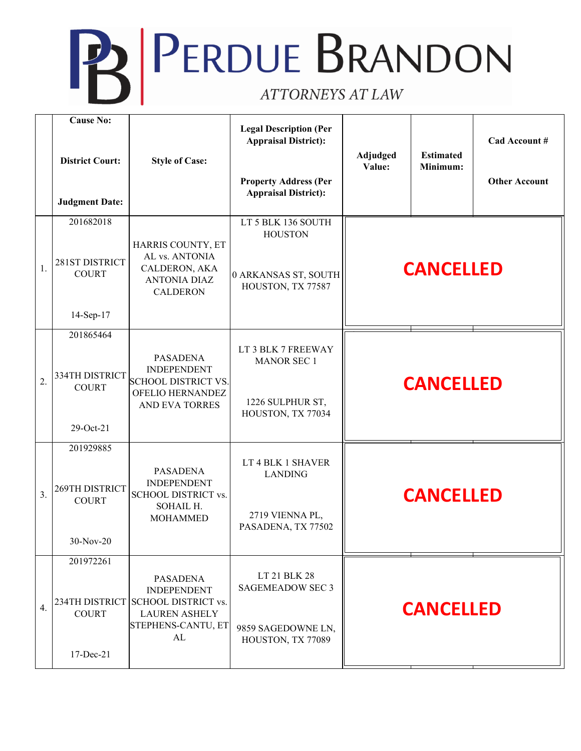# PERDUE BRANDON

*ATTORNEYS AT LAW*

| | Cause No:<br><br>District Court:<br><br>Judgment Date: | Style of Case: | Legal Description (Per Appraisal District):<br><br>Property Address (Per Appraisal District): | Adjudged Value: | Estimated Minimum: | Cad Account #<br><br>Other Account |
|---|---|---|---|---|---|---|
| 1. | 201682018<br><br>281ST DISTRICT COURT<br><br>14-Sep-17 | HARRIS COUNTY, ET AL vs. ANTONIA CALDERON, AKA ANTONIA DIAZ CALDERON | LT 5 BLK 136 SOUTH HOUSTON<br><br>0 ARKANSAS ST, SOUTH HOUSTON, TX 77587 | CANCELLED | | |
| 2. | 201865464<br><br>334TH DISTRICT COURT<br><br>29-Oct-21 | PASADENA INDEPENDENT SCHOOL DISTRICT VS. OFELIO HERNANDEZ AND EVA TORRES | LT 3 BLK 7 FREEWAY MANOR SEC 1<br><br>1226 SULPHUR ST, HOUSTON, TX 77034 | CANCELLED | | |
| 3. | 201929885<br><br>269TH DISTRICT COURT<br><br>30-Nov-20 | PASADENA INDEPENDENT SCHOOL DISTRICT vs. SOHAIL H. MOHAMMED | LT 4 BLK 1 SHAVER LANDING<br><br>2719 VIENNA PL, PASADENA, TX 77502 | CANCELLED | | |
| 4. | 201972261<br><br>234TH DISTRICT COURT<br><br>17-Dec-21 | PASADENA INDEPENDENT SCHOOL DISTRICT vs. LAUREN ASHELY STEPHENS-CANTU, ET AL | LT 21 BLK 28 SAGEMEADOW SEC 3<br><br>9859 SAGEDOWNE LN, HOUSTON, TX 77089 | CANCELLED | | |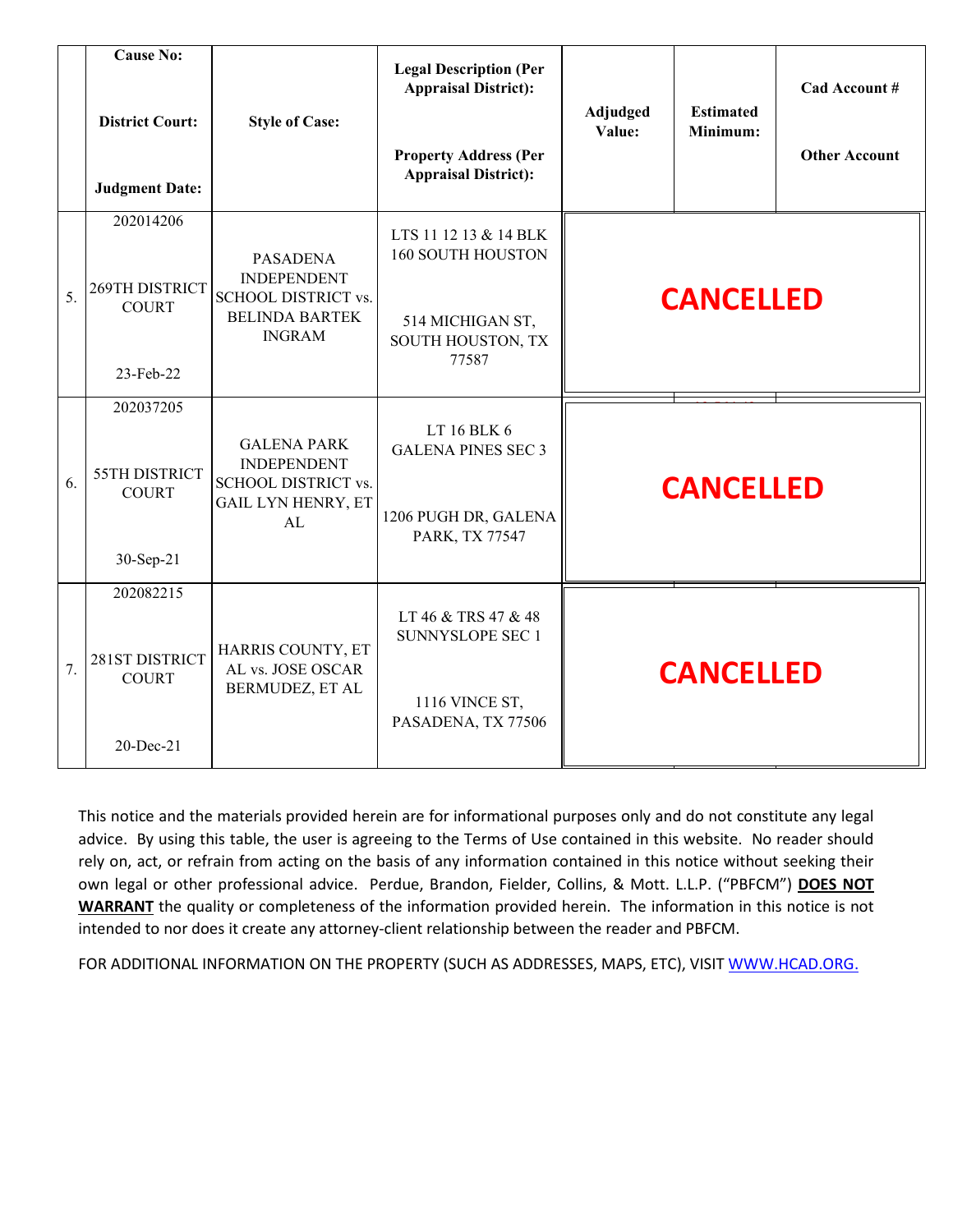| | Cause No:<br><br>District Court:<br><br>Judgment Date: | Style of Case: | Legal Description (Per Appraisal District):<br><br>Property Address (Per Appraisal District): | Adjudged Value: | Estimated Minimum: | Cad Account #<br><br>Other Account |
|---|---|---|---|---|---|---|
| 5. | 202014206<br><br>269TH DISTRICT COURT<br><br>23-Feb-22 | PASADENA INDEPENDENT SCHOOL DISTRICT vs. BELINDA BARTEK INGRAM | LTS 11 12 13 & 14 BLK 160 SOUTH HOUSTON<br><br>514 MICHIGAN ST, SOUTH HOUSTON, TX 77587 | **CANCELLED** | | |
| 6. | 202037205<br><br>55TH DISTRICT COURT<br><br>30-Sep-21 | GALENA PARK INDEPENDENT SCHOOL DISTRICT vs. GAIL LYN HENRY, ET AL | LT 16 BLK 6 GALENA PINES SEC 3<br><br>1206 PUGH DR, GALENA PARK, TX 77547 | **CANCELLED** | | |
| 7. | 202082215<br><br>281ST DISTRICT COURT<br><br>20-Dec-21 | HARRIS COUNTY, ET AL vs. JOSE OSCAR BERMUDEZ, ET AL | LT 46 & TRS 47 & 48 SUNNYSLOPE SEC 1<br><br>1116 VINCE ST, PASADENA, TX 77506 | **CANCELLED** | | |

This notice and the materials provided herein are for informational purposes only and do not constitute any legal advice. By using this table, the user is agreeing to the Terms of Use contained in this website. No reader should rely on, act, or refrain from acting on the basis of any information contained in this notice without seeking their own legal or other professional advice. Perdue, Brandon, Fielder, Collins, & Mott. L.L.P. ("PBFCM") **DOES NOT WARRANT** the quality or completeness of the information provided herein. The information in this notice is not intended to nor does it create any attorney-client relationship between the reader and PBFCM.

FOR ADDITIONAL INFORMATION ON THE PROPERTY (SUCH AS ADDRESSES, MAPS, ETC), VISIT [WWW.HCAD.ORG.](http://WWW.HCAD.ORG)